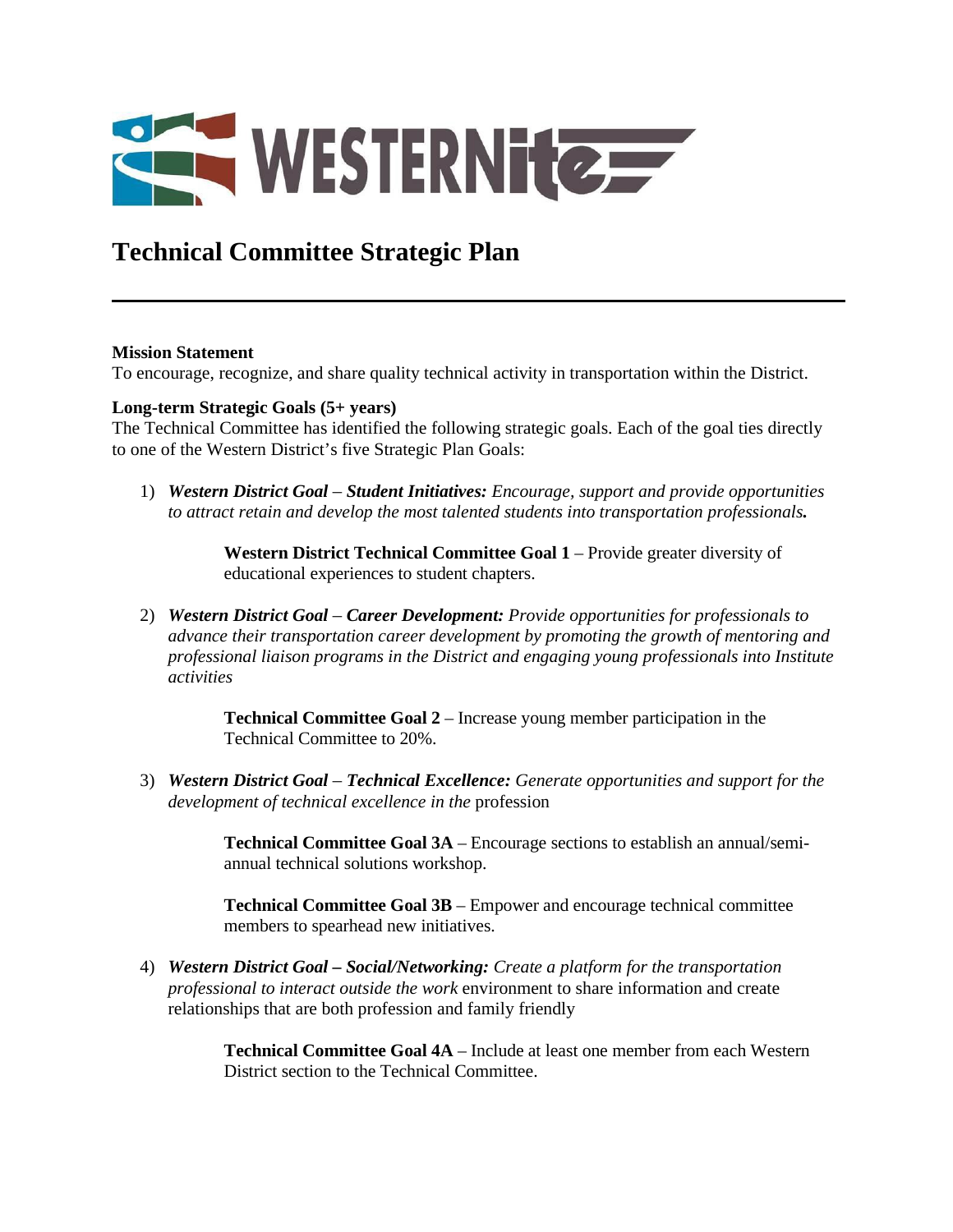# Technical Committee Strategic Plan

---

**Mission Statement**
To encourage, recognize, and share quality technical activity in transportation within the District.

**Long-term Strategic Goals (5+ years)**
The Technical Committee has identified the following strategic goals. Each of the goal ties directly to one of the Western District's five Strategic Plan Goals:

1) ***Western District Goal*** – ***Student Initiatives:*** *Encourage, support and provide opportunities to attract retain and develop the most talented students into transportation professionals.*

    **Western District Technical Committee Goal 1** – Provide greater diversity of educational experiences to student chapters.

2) ***Western District Goal*** – ***Career Development:*** *Provide opportunities for professionals to advance their transportation career development by promoting the growth of mentoring and professional liaison programs in the District and engaging young professionals into Institute activities*

    **Technical Committee Goal 2** – Increase young member participation in the Technical Committee to 20%.

3) ***Western District Goal*** – ***Technical Excellence:*** *Generate opportunities and support for the development of technical excellence in the* profession

    **Technical Committee Goal 3A** – Encourage sections to establish an annual/semi-annual technical solutions workshop.

    **Technical Committee Goal 3B** – Empower and encourage technical committee members to spearhead new initiatives.

4) ***Western District Goal – Social/Networking:*** *Create a platform for the transportation professional to interact outside the work* environment to share information and create relationships that are both profession and family friendly

    **Technical Committee Goal 4A** – Include at least one member from each Western District section to the Technical Committee.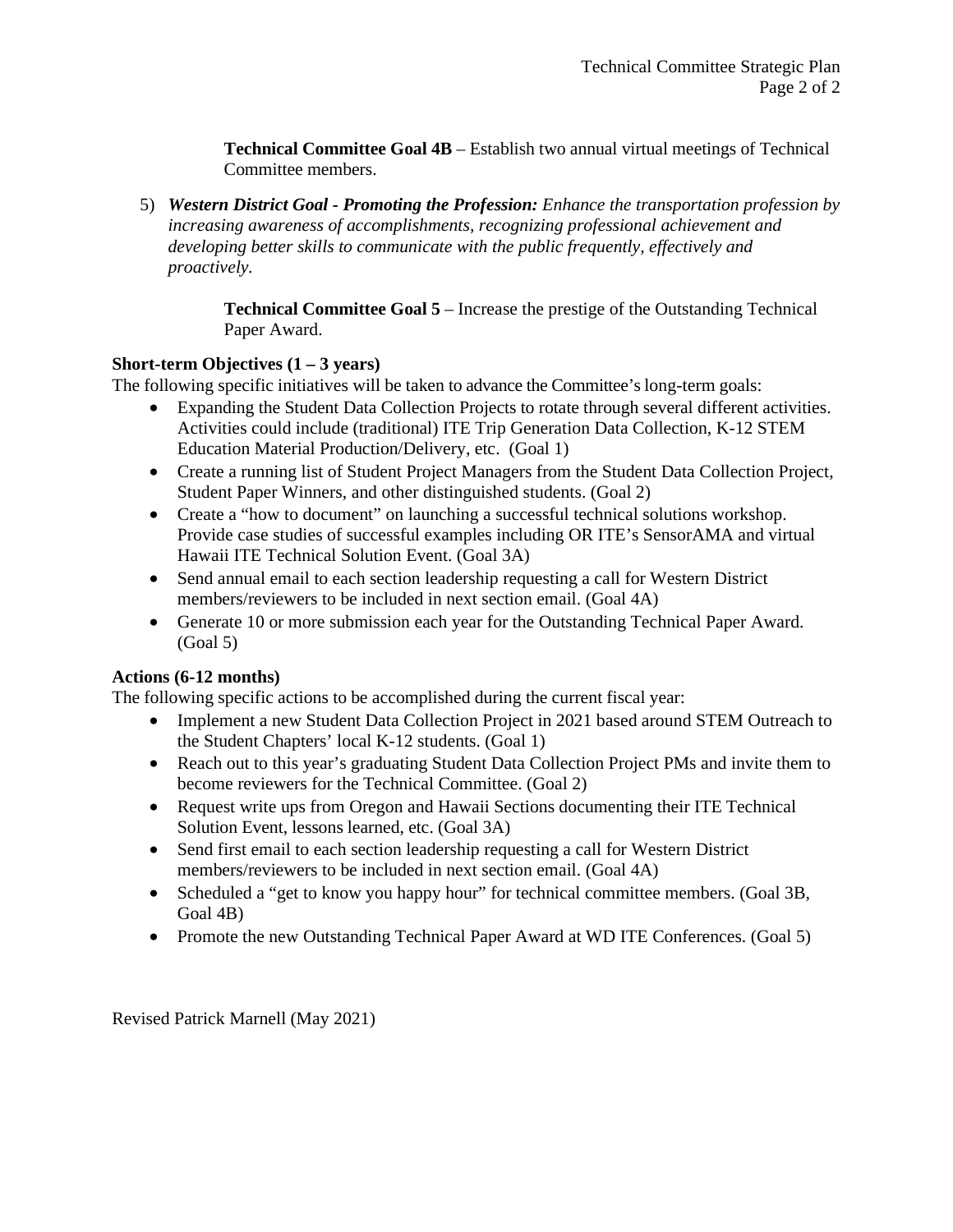**Technical Committee Goal 4B** – Establish two annual virtual meetings of Technical Committee members.

5) ***Western District Goal - Promoting the Profession:*** *Enhance the transportation profession by increasing awareness of accomplishments, recognizing professional achievement and developing better skills to communicate with the public frequently, effectively and proactively.*

**Technical Committee Goal 5** – Increase the prestige of the Outstanding Technical Paper Award.

**Short-term Objectives (1 – 3 years)**

The following specific initiatives will be taken to advance the Committee's long-term goals:

- Expanding the Student Data Collection Projects to rotate through several different activities. Activities could include (traditional) ITE Trip Generation Data Collection, K-12 STEM Education Material Production/Delivery, etc. (Goal 1)
- Create a running list of Student Project Managers from the Student Data Collection Project, Student Paper Winners, and other distinguished students. (Goal 2)
- Create a "how to document" on launching a successful technical solutions workshop. Provide case studies of successful examples including OR ITE's SensorAMA and virtual Hawaii ITE Technical Solution Event. (Goal 3A)
- Send annual email to each section leadership requesting a call for Western District members/reviewers to be included in next section email. (Goal 4A)
- Generate 10 or more submission each year for the Outstanding Technical Paper Award. (Goal 5)

**Actions (6-12 months)**

The following specific actions to be accomplished during the current fiscal year:

- Implement a new Student Data Collection Project in 2021 based around STEM Outreach to the Student Chapters' local K-12 students. (Goal 1)
- Reach out to this year's graduating Student Data Collection Project PMs and invite them to become reviewers for the Technical Committee. (Goal 2)
- Request write ups from Oregon and Hawaii Sections documenting their ITE Technical Solution Event, lessons learned, etc. (Goal 3A)
- Send first email to each section leadership requesting a call for Western District members/reviewers to be included in next section email. (Goal 4A)
- Scheduled a "get to know you happy hour" for technical committee members. (Goal 3B, Goal 4B)
- Promote the new Outstanding Technical Paper Award at WD ITE Conferences. (Goal 5)

Revised Patrick Marnell (May 2021)